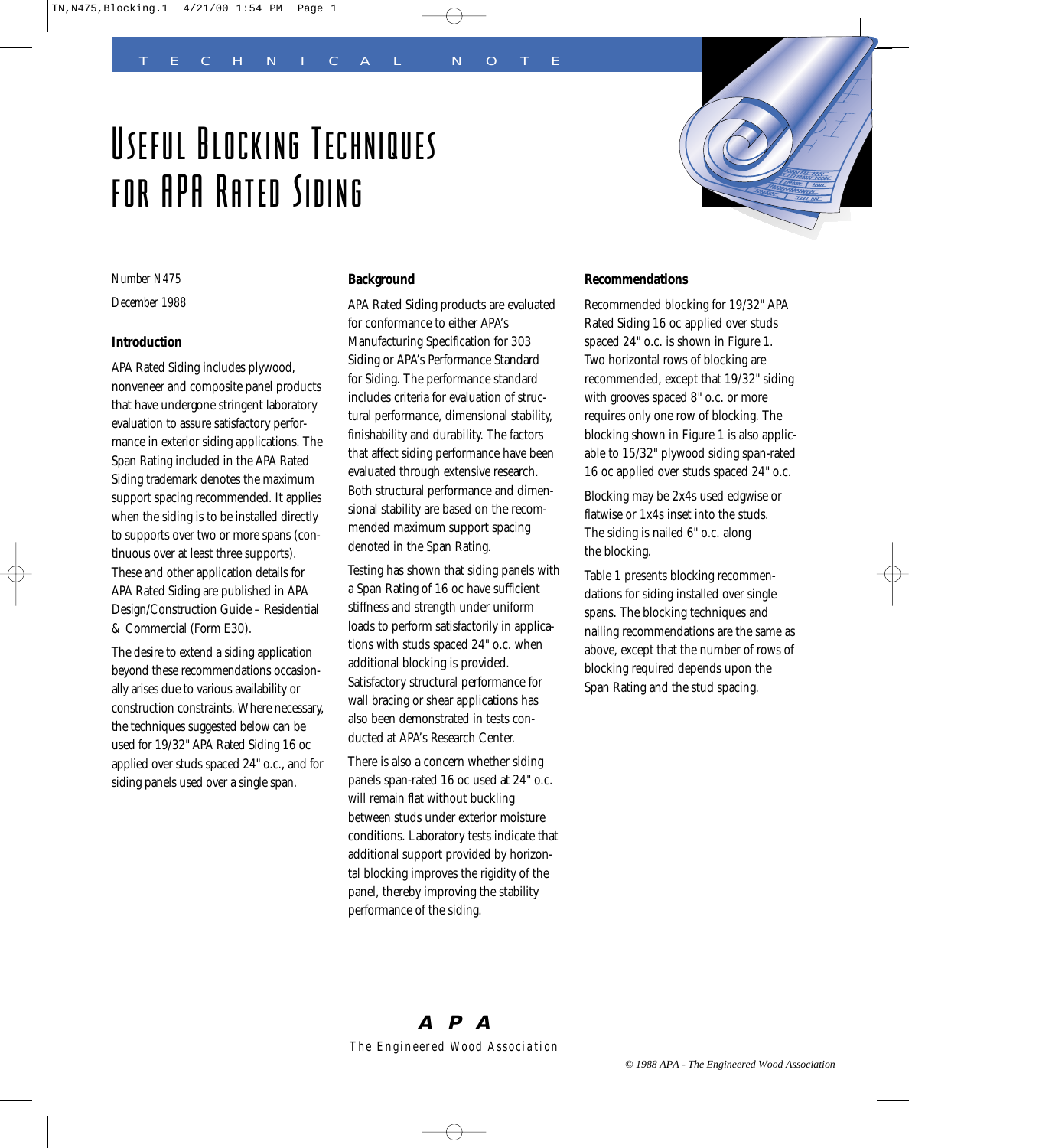TECHNICAL NOTE

# Useful Blocking Techniques for APA Rated Siding

*Number N475*

*December 1988*

## Introduction

APA Rated Siding includes plywood, nonveneer and composite panel products that have undergone stringent laboratory evaluation to assure satisfactory performance in exterior siding applications. The Span Rating included in the APA Rated Siding trademark denotes the maximum support spacing recommended. It applies when the siding is to be installed directly to supports over two or more spans (continuous over at least three supports). These and other application details for APA Rated Siding are published in APA Design/Construction Guide – Residential & Commercial (Form E30).

The desire to extend a siding application beyond these recommendations occasionally arises due to various availability or construction constraints. Where necessary, the techniques suggested below can be used for 19/32" APA Rated Siding 16 oc applied over studs spaced 24" o.c., and for siding panels used over a single span.

## Background

APA Rated Siding products are evaluated for conformance to either APA's Manufacturing Specification for 303 Siding or APA's Performance Standard for Siding. The performance standard includes criteria for evaluation of structural performance, dimensional stability, finishability and durability. The factors that affect siding performance have been evaluated through extensive research. Both structural performance and dimensional stability are based on the recommended maximum support spacing denoted in the Span Rating.

Testing has shown that siding panels with a Span Rating of 16 oc have sufficient stiffness and strength under uniform loads to perform satisfactorily in applications with studs spaced 24" o.c. when additional blocking is provided. Satisfactory structural performance for wall bracing or shear applications has also been demonstrated in tests conducted at APA's Research Center.

There is also a concern whether siding panels span-rated 16 oc used at 24" o.c. will remain flat without buckling between studs under exterior moisture conditions. Laboratory tests indicate that additional support provided by horizontal blocking improves the rigidity of the panel, thereby improving the stability performance of the siding.

## Recommendations

Recommended blocking for 19/32" APA Rated Siding 16 oc applied over studs spaced 24" o.c. is shown in Figure 1. Two horizontal rows of blocking are recommended, except that 19/32" siding with grooves spaced 8" o.c. or more requires only one row of blocking. The blocking shown in Figure 1 is also applicable to 15/32" plywood siding span-rated 16 oc applied over studs spaced 24" o.c.

Blocking may be 2x4s used edgewise or flatwise or 1x4s inset into the studs. The siding is nailed 6" o.c. along the blocking.

Table 1 presents blocking recommendations for siding installed over single spans. The blocking techniques and nailing recommendations are the same as above, except that the number of rows of blocking required depends upon the Span Rating and the stud spacing.

**APA**

The Engineered Wood Association

*© 1988 APA - The Engineered Wood Association*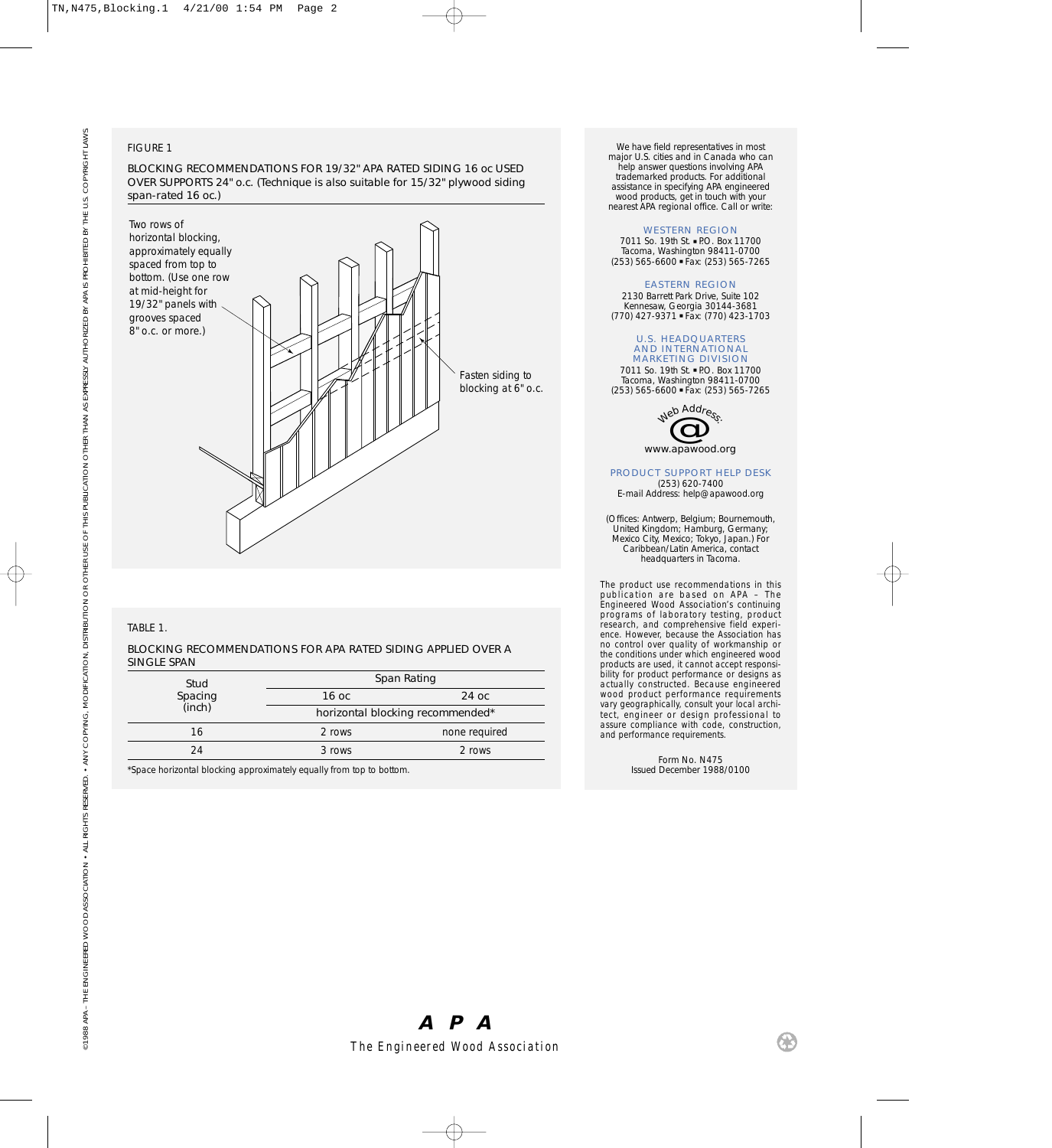FIGURE 1

BLOCKING RECOMMENDATIONS FOR 19/32" APA RATED SIDING 16 oc USED OVER SUPPORTS 24" o.c. (Technique is also suitable for 15/32" plywood siding span-rated 16 oc.)

Two rows of horizontal blocking, approximately equally spaced from top to bottom. (Use one row at mid-height for 19/32" panels with grooves spaced 8" o.c. or more.)

Fasten siding to blocking at 6" o.c.

TABLE 1.

BLOCKING RECOMMENDATIONS FOR APA RATED SIDING APPLIED OVER A SINGLE SPAN

| Stud Spacing (inch) | Span Rating | |
|---|---|---|
| | 16 oc | 24 oc |
| | horizontal blocking recommended* | |
| 16 | 2 rows | none required |
| 24 | 3 rows | 2 rows |

*Space horizontal blocking approximately equally from top to bottom.

We have field representatives in most major U.S. cities and in Canada who can help answer questions involving APA trademarked products. For additional assistance in specifying APA engineered wood products, get in touch with your nearest APA regional office. Call or write:

**WESTERN REGION**
7011 So. 19th St. ■ P.O. Box 11700
Tacoma, Washington 98411-0700
(253) 565-6600 ■ Fax: (253) 565-7265

**EASTERN REGION**
2130 Barrett Park Drive, Suite 102
Kennesaw, Georgia 30144-3681
(770) 427-9371 ■ Fax: (770) 423-1703

**U.S. HEADQUARTERS AND INTERNATIONAL MARKETING DIVISION**
7011 So. 19th St. ■ P.O. Box 11700
Tacoma, Washington 98411-0700
(253) 565-6600 ■ Fax: (253) 565-7265

Web Address:
www.apawood.org

**PRODUCT SUPPORT HELP DESK**
(253) 620-7400
E-mail Address: help@apawood.org

(Offices: Antwerp, Belgium; Bournemouth, United Kingdom; Hamburg, Germany; Mexico City, Mexico; Tokyo, Japan.) For Caribbean/Latin America, contact headquarters in Tacoma.

The product use recommendations in this publication are based on APA – The Engineered Wood Association's continuing programs of laboratory testing, product research, and comprehensive field experience. However, because the Association has no control over quality of workmanship or the conditions under which engineered wood products are used, it cannot accept responsibility for product performance or designs as actually constructed. Because engineered wood product performance requirements vary geographically, consult your local architect, engineer or design professional to assure compliance with code, construction, and performance requirements.

Form No. N475
Issued December 1988/0100

**APA**
The Engineered Wood Association

©1988 APA – THE ENGINEERED WOOD ASSOCIATION • ALL RIGHTS RESERVED. • ANY COPYING, MODIFICATION, DISTRIBUTION OR OTHER USE OF THIS PUBLICATION OTHER THAN AS EXPRESSLY AUTHORIZED BY APA IS PROHIBITED BY THE U.S. COPYRIGHT LAWS